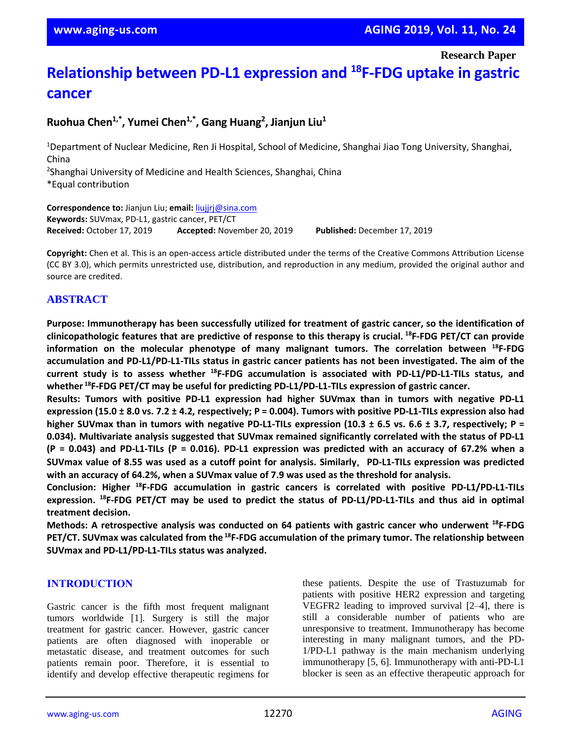Research Paper

# Relationship between PD-L1 expression and $^{18}$F-FDG uptake in gastric cancer

**Ruohua Chen[1,*], Yumei Chen[1,*], Gang Huang[2], Jianjun Liu[1]**

[1]Department of Nuclear Medicine, Ren Ji Hospital, School of Medicine, Shanghai Jiao Tong University, Shanghai, China
[2]Shanghai University of Medicine and Health Sciences, Shanghai, China
*Equal contribution

**Correspondence to:** Jianjun Liu; **email:** liujjrj@sina.com
**Keywords:** SUVmax, PD-L1, gastric cancer, PET/CT
**Received:** October 17, 2019 **Accepted:** November 20, 2019 **Published:** December 17, 2019

**Copyright:** Chen et al. This is an open-access article distributed under the terms of the Creative Commons Attribution License (CC BY 3.0), which permits unrestricted use, distribution, and reproduction in any medium, provided the original author and source are credited.

## ABSTRACT

**Purpose: Immunotherapy has been successfully utilized for treatment of gastric cancer, so the identification of clinicopathologic features that are predictive of response to this therapy is crucial. $^{18}$F-FDG PET/CT can provide information on the molecular phenotype of many malignant tumors. The correlation between $^{18}$F-FDG accumulation and PD-L1/PD-L1-TILs status in gastric cancer patients has not been investigated. The aim of the current study is to assess whether $^{18}$F-FDG accumulation is associated with PD-L1/PD-L1-TILs status, and whether $^{18}$F-FDG PET/CT may be useful for predicting PD-L1/PD-L1-TILs expression of gastric cancer.**

**Results: Tumors with positive PD-L1 expression had higher SUVmax than in tumors with negative PD-L1 expression (15.0 ± 8.0 vs. 7.2 ± 4.2, respectively; P = 0.004). Tumors with positive PD-L1-TILs expression also had higher SUVmax than in tumors with negative PD-L1-TILs expression (10.3 ± 6.5 vs. 6.6 ± 3.7, respectively; P = 0.034). Multivariate analysis suggested that SUVmax remained significantly correlated with the status of PD-L1 (P = 0.043) and PD-L1-TILs (P = 0.016). PD-L1 expression was predicted with an accuracy of 67.2% when a SUVmax value of 8.55 was used as a cutoff point for analysis. Similarly, PD-L1-TILs expression was predicted with an accuracy of 64.2%, when a SUVmax value of 7.9 was used as the threshold for analysis.**

**Conclusion: Higher $^{18}$F-FDG accumulation in gastric cancers is correlated with positive PD-L1/PD-L1-TILs expression. $^{18}$F-FDG PET/CT may be used to predict the status of PD-L1/PD-L1-TILs and thus aid in optimal treatment decision.**

**Methods: A retrospective analysis was conducted on 64 patients with gastric cancer who underwent $^{18}$F-FDG PET/CT. SUVmax was calculated from the $^{18}$F-FDG accumulation of the primary tumor. The relationship between SUVmax and PD-L1/PD-L1-TILs status was analyzed.**

## INTRODUCTION

Gastric cancer is the fifth most frequent malignant tumors worldwide [1]. Surgery is still the major treatment for gastric cancer. However, gastric cancer patients are often diagnosed with inoperable or metastatic disease, and treatment outcomes for such patients remain poor. Therefore, it is essential to identify and develop effective therapeutic regimens for these patients. Despite the use of Trastuzumab for patients with positive HER2 expression and targeting VEGFR2 leading to improved survival [2–4], there is still a considerable number of patients who are unresponsive to treatment. Immunotherapy has become interesting in many malignant tumors, and the PD-1/PD-L1 pathway is the main mechanism underlying immunotherapy [5, 6]. Immunotherapy with anti-PD-L1 blocker is seen as an effective therapeutic approach for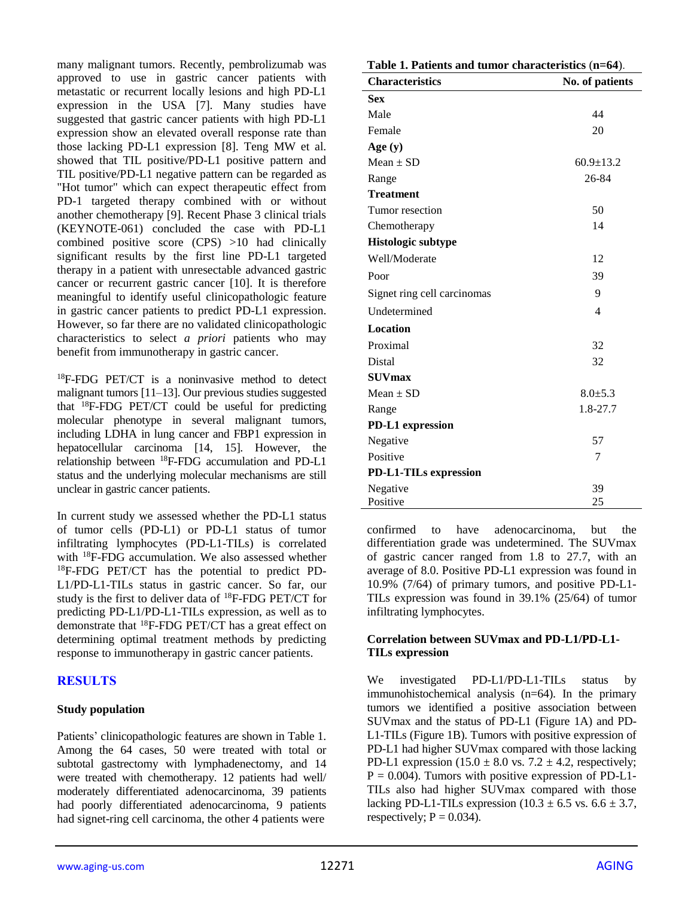many malignant tumors. Recently, pembrolizumab was approved to use in gastric cancer patients with metastatic or recurrent locally lesions and high PD-L1 expression in the USA [7]. Many studies have suggested that gastric cancer patients with high PD-L1 expression show an elevated overall response rate than those lacking PD-L1 expression [8]. Teng MW et al. showed that TIL positive/PD-L1 positive pattern and TIL positive/PD-L1 negative pattern can be regarded as "Hot tumor" which can expect therapeutic effect from PD-1 targeted therapy combined with or without another chemotherapy [9]. Recent Phase 3 clinical trials (KEYNOTE-061) concluded the case with PD-L1 combined positive score (CPS) >10 had clinically significant results by the first line PD-L1 targeted therapy in a patient with unresectable advanced gastric cancer or recurrent gastric cancer [10]. It is therefore meaningful to identify useful clinicopathologic feature in gastric cancer patients to predict PD-L1 expression. However, so far there are no validated clinicopathologic characteristics to select *a priori* patients who may benefit from immunotherapy in gastric cancer.

$^{18}$F-FDG PET/CT is a noninvasive method to detect malignant tumors [11–13]. Our previous studies suggested that $^{18}$F-FDG PET/CT could be useful for predicting molecular phenotype in several malignant tumors, including LDHA in lung cancer and FBP1 expression in hepatocellular carcinoma [14, 15]. However, the relationship between $^{18}$F-FDG accumulation and PD-L1 status and the underlying molecular mechanisms are still unclear in gastric cancer patients.

In current study we assessed whether the PD-L1 status of tumor cells (PD-L1) or PD-L1 status of tumor infiltrating lymphocytes (PD-L1-TILs) is correlated with $^{18}$F-FDG accumulation. We also assessed whether $^{18}$F-FDG PET/CT has the potential to predict PD-L1/PD-L1-TILs status in gastric cancer. So far, our study is the first to deliver data of $^{18}$F-FDG PET/CT for predicting PD-L1/PD-L1-TILs expression, as well as to demonstrate that $^{18}$F-FDG PET/CT has a great effect on determining optimal treatment methods by predicting response to immunotherapy in gastric cancer patients.

## RESULTS

### Study population

Patients' clinicopathologic features are shown in Table 1. Among the 64 cases, 50 were treated with total or subtotal gastrectomy with lymphadenectomy, and 14 were treated with chemotherapy. 12 patients had well/moderately differentiated adenocarcinoma, 39 patients had poorly differentiated adenocarcinoma, 9 patients had signet-ring cell carcinoma, the other 4 patients were confirmed to have adenocarcinoma, but the differentiation grade was undetermined. The SUVmax of gastric cancer ranged from 1.8 to 27.7, with an average of 8.0. Positive PD-L1 expression was found in 10.9% (7/64) of primary tumors, and positive PD-L1-TILs expression was found in 39.1% (25/64) of tumor infiltrating lymphocytes.

**Table 1. Patients and tumor characteristics (n=64).**

| Characteristics | No. of patients |
|---|---|
| **Sex** | |
| Male | 44 |
| Female | 20 |
| **Age (y)** | |
| Mean ± SD | 60.9±13.2 |
| Range | 26-84 |
| **Treatment** | |
| Tumor resection | 50 |
| Chemotherapy | 14 |
| **Histologic subtype** | |
| Well/Moderate | 12 |
| Poor | 39 |
| Signet ring cell carcinomas | 9 |
| Undetermined | 4 |
| **Location** | |
| Proximal | 32 |
| Distal | 32 |
| **SUVmax** | |
| Mean ± SD | 8.0±5.3 |
| Range | 1.8-27.7 |
| **PD-L1 expression** | |
| Negative | 57 |
| Positive | 7 |
| **PD-L1-TILs expression** | |
| Negative | 39 |
| Positive | 25 |

### Correlation between SUVmax and PD-L1/PD-L1-TILs expression

We investigated PD-L1/PD-L1-TILs status by immunohistochemical analysis (n=64). In the primary tumors we identified a positive association between SUVmax and the status of PD-L1 (Figure 1A) and PD-L1-TILs (Figure 1B). Tumors with positive expression of PD-L1 had higher SUVmax compared with those lacking PD-L1 expression (15.0 ± 8.0 vs. 7.2 ± 4.2, respectively; $P = 0.004$). Tumors with positive expression of PD-L1-TILs also had higher SUVmax compared with those lacking PD-L1-TILs expression (10.3 ± 6.5 vs. 6.6 ± 3.7, respectively; $P = 0.034$).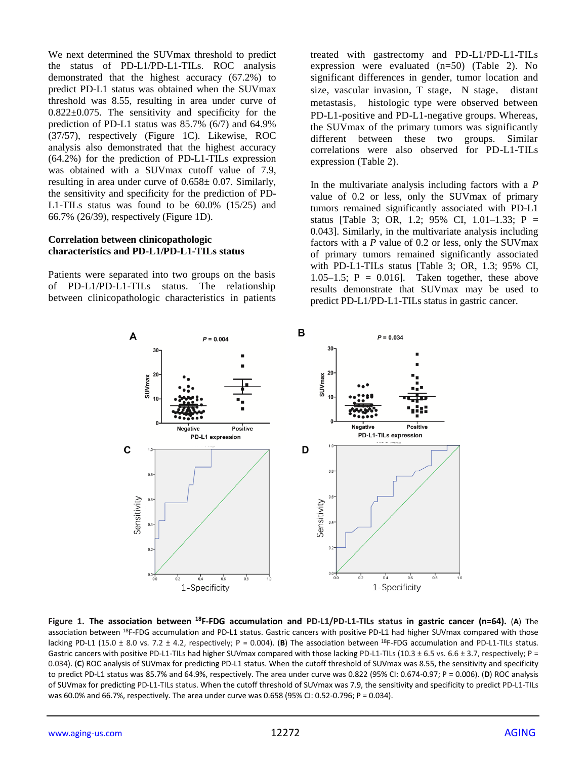We next determined the SUVmax threshold to predict the status of PD-L1/PD-L1-TILs. ROC analysis demonstrated that the highest accuracy (67.2%) to predict PD-L1 status was obtained when the SUVmax threshold was 8.55, resulting in area under curve of 0.822±0.075. The sensitivity and specificity for the prediction of PD-L1 status was 85.7% (6/7) and 64.9% (37/57), respectively (Figure 1C). Likewise, ROC analysis also demonstrated that the highest accuracy (64.2%) for the prediction of PD-L1-TILs expression was obtained with a SUVmax cutoff value of 7.9, resulting in area under curve of 0.658± 0.07. Similarly, the sensitivity and specificity for the prediction of PD-L1-TILs status was found to be 60.0% (15/25) and 66.7% (26/39), respectively (Figure 1D).

### Correlation between clinicopathologic characteristics and PD-L1/PD-L1-TILs status

Patients were separated into two groups on the basis of PD-L1/PD-L1-TILs status. The relationship between clinicopathologic characteristics in patients treated with gastrectomy and PD-L1/PD-L1-TILs expression were evaluated (n=50) (Table 2). No significant differences in gender, tumor location and size, vascular invasion, T stage, N stage, distant metastasis, histologic type were observed between PD-L1-positive and PD-L1-negative groups. Whereas, the SUVmax of the primary tumors was significantly different between these two groups. Similar correlations were also observed for PD-L1-TILs expression (Table 2).

In the multivariate analysis including factors with a *P* value of 0.2 or less, only the SUVmax of primary tumors remained significantly associated with PD-L1 status [Table 3; OR, 1.2; 95% CI, 1.01–1.33; P = 0.043]. Similarly, in the multivariate analysis including factors with a *P* value of 0.2 or less, only the SUVmax of primary tumors remained significantly associated with PD-L1-TILs status [Table 3; OR, 1.3; 95% CI, 1.05–1.5; P = 0.016]. Taken together, these above results demonstrate that SUVmax may be used to predict PD-L1/PD-L1-TILs status in gastric cancer.

**Figure 1. The association between $^{18}$F-FDG accumulation and PD-L1/PD-L1-TILs status in gastric cancer (n=64).** (**A**) The association between $^{18}$F-FDG accumulation and PD-L1 status. Gastric cancers with positive PD-L1 had higher SUVmax compared with those lacking PD-L1 (15.0 ± 8.0 vs. 7.2 ± 4.2, respectively; P = 0.004). (**B**) The association between $^{18}$F-FDG accumulation and PD-L1-TILs status. Gastric cancers with positive PD-L1-TILs had higher SUVmax compared with those lacking PD-L1-TILs (10.3 ± 6.5 vs. 6.6 ± 3.7, respectively; P = 0.034). (**C**) ROC analysis of SUVmax for predicting PD-L1 status. When the cutoff threshold of SUVmax was 8.55, the sensitivity and specificity to predict PD-L1 status was 85.7% and 64.9%, respectively. The area under curve was 0.822 (95% CI: 0.674-0.97; P = 0.006). (**D**) ROC analysis of SUVmax for predicting PD-L1-TILs status. When the cutoff threshold of SUVmax was 7.9, the sensitivity and specificity to predict PD-L1-TILs was 60.0% and 66.7%, respectively. The area under curve was 0.658 (95% CI: 0.52-0.796; P = 0.034).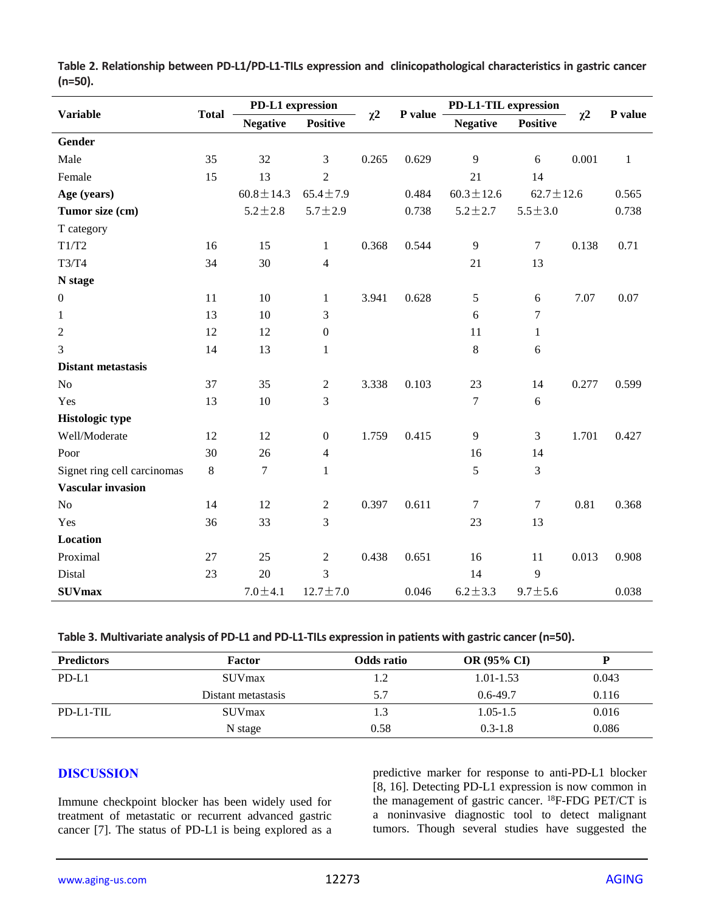**Table 2. Relationship between PD-L1/PD-L1-TILs expression and clinicopathological characteristics in gastric cancer (n=50).**

| Variable | Total | PD-L1 expression | | $\chi2$ | P value | PD-L1-TIL expression | | $\chi2$ | P value |
|---|---|---|---|---|---|---|---|---|---|
| | | Negative | Positive | | | Negative | Positive | | |
| **Gender** | | | | | | | | | |
| Male | 35 | 32 | 3 | 0.265 | 0.629 | 9 | 6 | 0.001 | 1 |
| Female | 15 | 13 | 2 | | | 21 | 14 | | |
| **Age (years)** | | 60.8±14.3 | 65.4±7.9 | | 0.484 | 60.3±12.6 | 62.7±12.6 | | 0.565 |
| **Tumor size (cm)** | | 5.2±2.8 | 5.7±2.9 | | 0.738 | 5.2±2.7 | 5.5±3.0 | | 0.738 |
| T category | | | | | | | | | |
| T1/T2 | 16 | 15 | 1 | 0.368 | 0.544 | 9 | 7 | 0.138 | 0.71 |
| T3/T4 | 34 | 30 | 4 | | | 21 | 13 | | |
| **N stage** | | | | | | | | | |
| 0 | 11 | 10 | 1 | 3.941 | 0.628 | 5 | 6 | 7.07 | 0.07 |
| 1 | 13 | 10 | 3 | | | 6 | 7 | | |
| 2 | 12 | 12 | 0 | | | 11 | 1 | | |
| 3 | 14 | 13 | 1 | | | 8 | 6 | | |
| **Distant metastasis** | | | | | | | | | |
| No | 37 | 35 | 2 | 3.338 | 0.103 | 23 | 14 | 0.277 | 0.599 |
| Yes | 13 | 10 | 3 | | | 7 | 6 | | |
| **Histologic type** | | | | | | | | | |
| Well/Moderate | 12 | 12 | 0 | 1.759 | 0.415 | 9 | 3 | 1.701 | 0.427 |
| Poor | 30 | 26 | 4 | | | 16 | 14 | | |
| Signet ring cell carcinomas | 8 | 7 | 1 | | | 5 | 3 | | |
| **Vascular invasion** | | | | | | | | | |
| No | 14 | 12 | 2 | 0.397 | 0.611 | 7 | 7 | 0.81 | 0.368 |
| Yes | 36 | 33 | 3 | | | 23 | 13 | | |
| **Location** | | | | | | | | | |
| Proximal | 27 | 25 | 2 | 0.438 | 0.651 | 16 | 11 | 0.013 | 0.908 |
| Distal | 23 | 20 | 3 | | | 14 | 9 | | |
| **SUVmax** | | 7.0±4.1 | 12.7±7.0 | | 0.046 | 6.2±3.3 | 9.7±5.6 | | 0.038 |

**Table 3. Multivariate analysis of PD-L1 and PD-L1-TILs expression in patients with gastric cancer (n=50).**

| Predictors | Factor | Odds ratio | OR (95% CI) | P |
|---|---|---|---|---|
| PD-L1 | SUVmax | 1.2 | 1.01-1.53 | 0.043 |
| | Distant metastasis | 5.7 | 0.6-49.7 | 0.116 |
| PD-L1-TIL | SUVmax | 1.3 | 1.05-1.5 | 0.016 |
| | N stage | 0.58 | 0.3-1.8 | 0.086 |

## DISCUSSION

Immune checkpoint blocker has been widely used for treatment of metastatic or recurrent advanced gastric cancer [7]. The status of PD-L1 is being explored as a predictive marker for response to anti-PD-L1 blocker [8, 16]. Detecting PD-L1 expression is now common in the management of gastric cancer. $^{18}$F-FDG PET/CT is a noninvasive diagnostic tool to detect malignant tumors. Though several studies have suggested the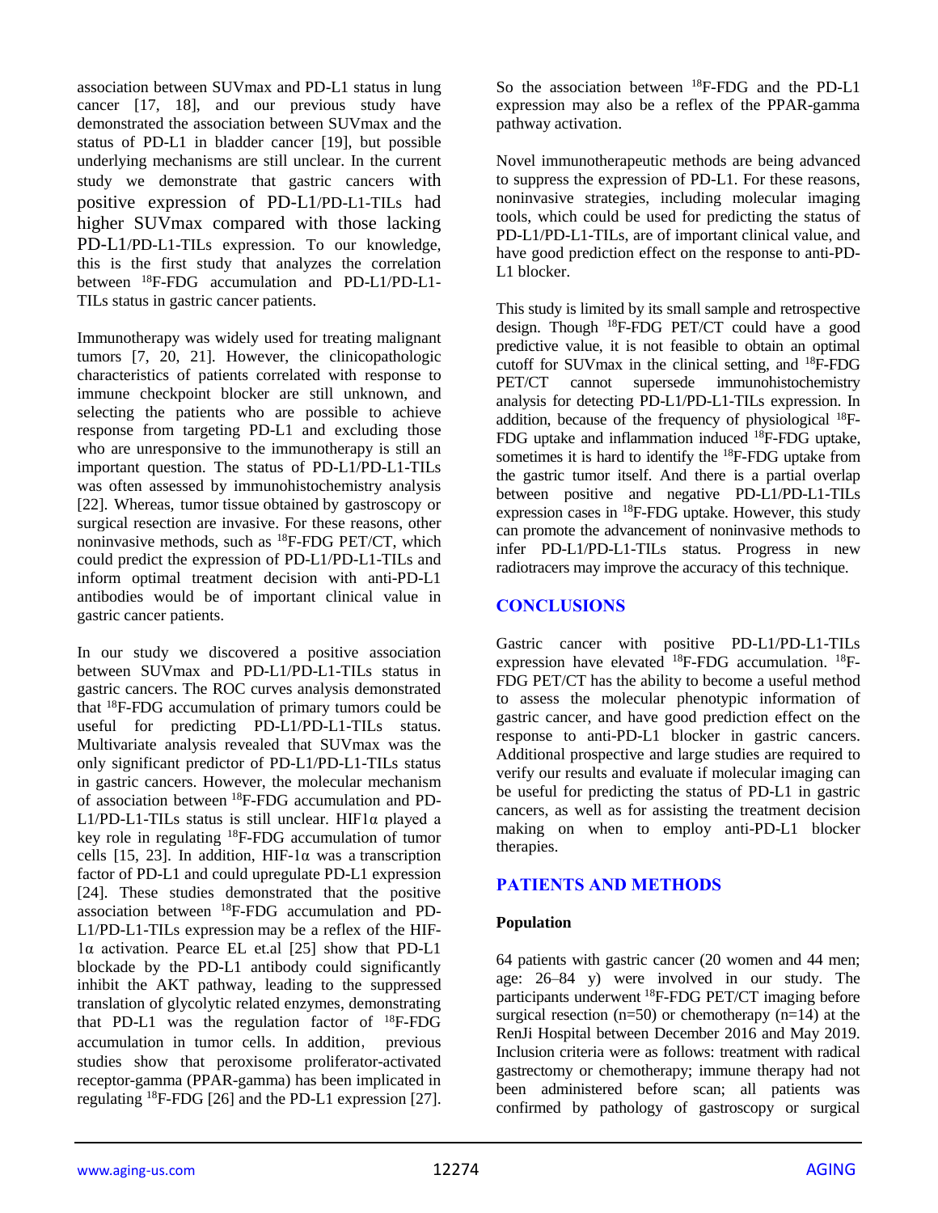association between SUVmax and PD-L1 status in lung cancer [17, 18], and our previous study have demonstrated the association between SUVmax and the status of PD-L1 in bladder cancer [19], but possible underlying mechanisms are still unclear. In the current study we demonstrate that gastric cancers with positive expression of PD-L1/PD-L1-TILs had higher SUVmax compared with those lacking PD-L1/PD-L1-TILs expression. To our knowledge, this is the first study that analyzes the correlation between $^{18}$F-FDG accumulation and PD-L1/PD-L1-TILs status in gastric cancer patients.

Immunotherapy was widely used for treating malignant tumors [7, 20, 21]. However, the clinicopathologic characteristics of patients correlated with response to immune checkpoint blocker are still unknown, and selecting the patients who are possible to achieve response from targeting PD-L1 and excluding those who are unresponsive to the immunotherapy is still an important question. The status of PD-L1/PD-L1-TILs was often assessed by immunohistochemistry analysis [22]. Whereas, tumor tissue obtained by gastroscopy or surgical resection are invasive. For these reasons, other noninvasive methods, such as $^{18}$F-FDG PET/CT, which could predict the expression of PD-L1/PD-L1-TILs and inform optimal treatment decision with anti-PD-L1 antibodies would be of important clinical value in gastric cancer patients.

In our study we discovered a positive association between SUVmax and PD-L1/PD-L1-TILs status in gastric cancers. The ROC curves analysis demonstrated that $^{18}$F-FDG accumulation of primary tumors could be useful for predicting PD-L1/PD-L1-TILs status. Multivariate analysis revealed that SUVmax was the only significant predictor of PD-L1/PD-L1-TILs status in gastric cancers. However, the molecular mechanism of association between $^{18}$F-FDG accumulation and PD-L1/PD-L1-TILs status is still unclear. HIF1α played a key role in regulating $^{18}$F-FDG accumulation of tumor cells [15, 23]. In addition, HIF-1α was a transcription factor of PD-L1 and could upregulate PD-L1 expression [24]. These studies demonstrated that the positive association between $^{18}$F-FDG accumulation and PD-L1/PD-L1-TILs expression may be a reflex of the HIF-1α activation. Pearce EL et.al [25] show that PD-L1 blockade by the PD-L1 antibody could significantly inhibit the AKT pathway, leading to the suppressed translation of glycolytic related enzymes, demonstrating that PD-L1 was the regulation factor of $^{18}$F-FDG accumulation in tumor cells. In addition, previous studies show that peroxisome proliferator-activated receptor-gamma (PPAR-gamma) has been implicated in regulating $^{18}$F-FDG [26] and the PD-L1 expression [27]. So the association between $^{18}$F-FDG and the PD-L1 expression may also be a reflex of the PPAR-gamma pathway activation.

Novel immunotherapeutic methods are being advanced to suppress the expression of PD-L1. For these reasons, noninvasive strategies, including molecular imaging tools, which could be used for predicting the status of PD-L1/PD-L1-TILs, are of important clinical value, and have good prediction effect on the response to anti-PD-L1 blocker.

This study is limited by its small sample and retrospective design. Though $^{18}$F-FDG PET/CT could have a good predictive value, it is not feasible to obtain an optimal cutoff for SUVmax in the clinical setting, and $^{18}$F-FDG PET/CT cannot supersede immunohistochemistry analysis for detecting PD-L1/PD-L1-TILs expression. In addition, because of the frequency of physiological $^{18}$F-FDG uptake and inflammation induced $^{18}$F-FDG uptake, sometimes it is hard to identify the $^{18}$F-FDG uptake from the gastric tumor itself. And there is a partial overlap between positive and negative PD-L1/PD-L1-TILs expression cases in $^{18}$F-FDG uptake. However, this study can promote the advancement of noninvasive methods to infer PD-L1/PD-L1-TILs status. Progress in new radiotracers may improve the accuracy of this technique.

## CONCLUSIONS

Gastric cancer with positive PD-L1/PD-L1-TILs expression have elevated $^{18}$F-FDG accumulation. $^{18}$F-FDG PET/CT has the ability to become a useful method to assess the molecular phenotypic information of gastric cancer, and have good prediction effect on the response to anti-PD-L1 blocker in gastric cancers. Additional prospective and large studies are required to verify our results and evaluate if molecular imaging can be useful for predicting the status of PD-L1 in gastric cancers, as well as for assisting the treatment decision making on when to employ anti-PD-L1 blocker therapies.

## PATIENTS AND METHODS

### Population

64 patients with gastric cancer (20 women and 44 men; age: 26–84 y) were involved in our study. The participants underwent $^{18}$F-FDG PET/CT imaging before surgical resection (n=50) or chemotherapy (n=14) at the RenJi Hospital between December 2016 and May 2019. Inclusion criteria were as follows: treatment with radical gastrectomy or chemotherapy; immune therapy had not been administered before scan; all patients was confirmed by pathology of gastroscopy or surgical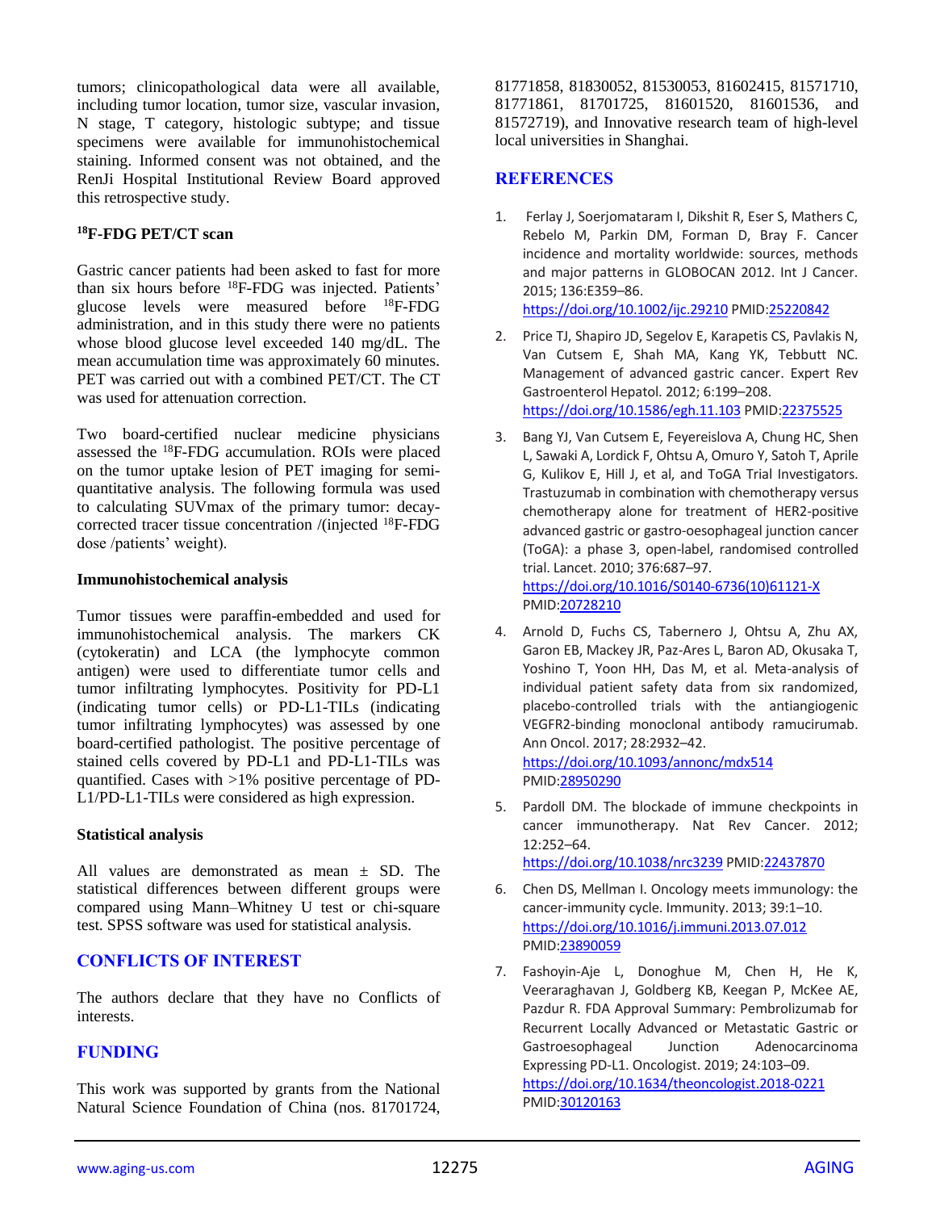tumors; clinicopathological data were all available, including tumor location, tumor size, vascular invasion, N stage, T category, histologic subtype; and tissue specimens were available for immunohistochemical staining. Informed consent was not obtained, and the RenJi Hospital Institutional Review Board approved this retrospective study.

### $^{18}$F-FDG PET/CT scan

Gastric cancer patients had been asked to fast for more than six hours before $^{18}$F-FDG was injected. Patients' glucose levels were measured before $^{18}$F-FDG administration, and in this study there were no patients whose blood glucose level exceeded 140 mg/dL. The mean accumulation time was approximately 60 minutes. PET was carried out with a combined PET/CT. The CT was used for attenuation correction.

Two board-certified nuclear medicine physicians assessed the $^{18}$F-FDG accumulation. ROIs were placed on the tumor uptake lesion of PET imaging for semi-quantitative analysis. The following formula was used to calculating SUVmax of the primary tumor: decay-corrected tracer tissue concentration /(injected $^{18}$F-FDG dose /patients' weight).

### Immunohistochemical analysis

Tumor tissues were paraffin-embedded and used for immunohistochemical analysis. The markers CK (cytokeratin) and LCA (the lymphocyte common antigen) were used to differentiate tumor cells and tumor infiltrating lymphocytes. Positivity for PD-L1 (indicating tumor cells) or PD-L1-TILs (indicating tumor infiltrating lymphocytes) was assessed by one board-certified pathologist. The positive percentage of stained cells covered by PD-L1 and PD-L1-TILs was quantified. Cases with >1% positive percentage of PD-L1/PD-L1-TILs were considered as high expression.

### Statistical analysis

All values are demonstrated as mean ± SD. The statistical differences between different groups were compared using Mann–Whitney U test or chi-square test. SPSS software was used for statistical analysis.

## CONFLICTS OF INTEREST

The authors declare that they have no Conflicts of interests.

## FUNDING

This work was supported by grants from the National Natural Science Foundation of China (nos. 81701724, 81771858, 81830052, 81530053, 81602415, 81571710, 81771861, 81701725, 81601520, 81601536, and 81572719), and Innovative research team of high-level local universities in Shanghai.

## REFERENCES

1. Ferlay J, Soerjomataram I, Dikshit R, Eser S, Mathers C, Rebelo M, Parkin DM, Forman D, Bray F. Cancer incidence and mortality worldwide: sources, methods and major patterns in GLOBOCAN 2012. Int J Cancer. 2015; 136:E359–86. https://doi.org/10.1002/ijc.29210 PMID:25220842

2. Price TJ, Shapiro JD, Segelov E, Karapetis CS, Pavlakis N, Van Cutsem E, Shah MA, Kang YK, Tebbutt NC. Management of advanced gastric cancer. Expert Rev Gastroenterol Hepatol. 2012; 6:199–208. https://doi.org/10.1586/egh.11.103 PMID:22375525

3. Bang YJ, Van Cutsem E, Feyereislova A, Chung HC, Shen L, Sawaki A, Lordick F, Ohtsu A, Omuro Y, Satoh T, Aprile G, Kulikov E, Hill J, et al, and ToGA Trial Investigators. Trastuzumab in combination with chemotherapy versus chemotherapy alone for treatment of HER2-positive advanced gastric or gastro-oesophageal junction cancer (ToGA): a phase 3, open-label, randomised controlled trial. Lancet. 2010; 376:687–97. https://doi.org/10.1016/S0140-6736(10)61121-X PMID:20728210

4. Arnold D, Fuchs CS, Tabernero J, Ohtsu A, Zhu AX, Garon EB, Mackey JR, Paz-Ares L, Baron AD, Okusaka T, Yoshino T, Yoon HH, Das M, et al. Meta-analysis of individual patient safety data from six randomized, placebo-controlled trials with the antiangiogenic VEGFR2-binding monoclonal antibody ramucirumab. Ann Oncol. 2017; 28:2932–42. https://doi.org/10.1093/annonc/mdx514 PMID:28950290

5. Pardoll DM. The blockade of immune checkpoints in cancer immunotherapy. Nat Rev Cancer. 2012; 12:252–64. https://doi.org/10.1038/nrc3239 PMID:22437870

6. Chen DS, Mellman I. Oncology meets immunology: the cancer-immunity cycle. Immunity. 2013; 39:1–10. https://doi.org/10.1016/j.immuni.2013.07.012 PMID:23890059

7. Fashoyin-Aje L, Donoghue M, Chen H, He K, Veeraraghavan J, Goldberg KB, Keegan P, McKee AE, Pazdur R. FDA Approval Summary: Pembrolizumab for Recurrent Locally Advanced or Metastatic Gastric or Gastroesophageal Junction Adenocarcinoma Expressing PD-L1. Oncologist. 2019; 24:103–09. https://doi.org/10.1634/theoncologist.2018-0221 PMID:30120163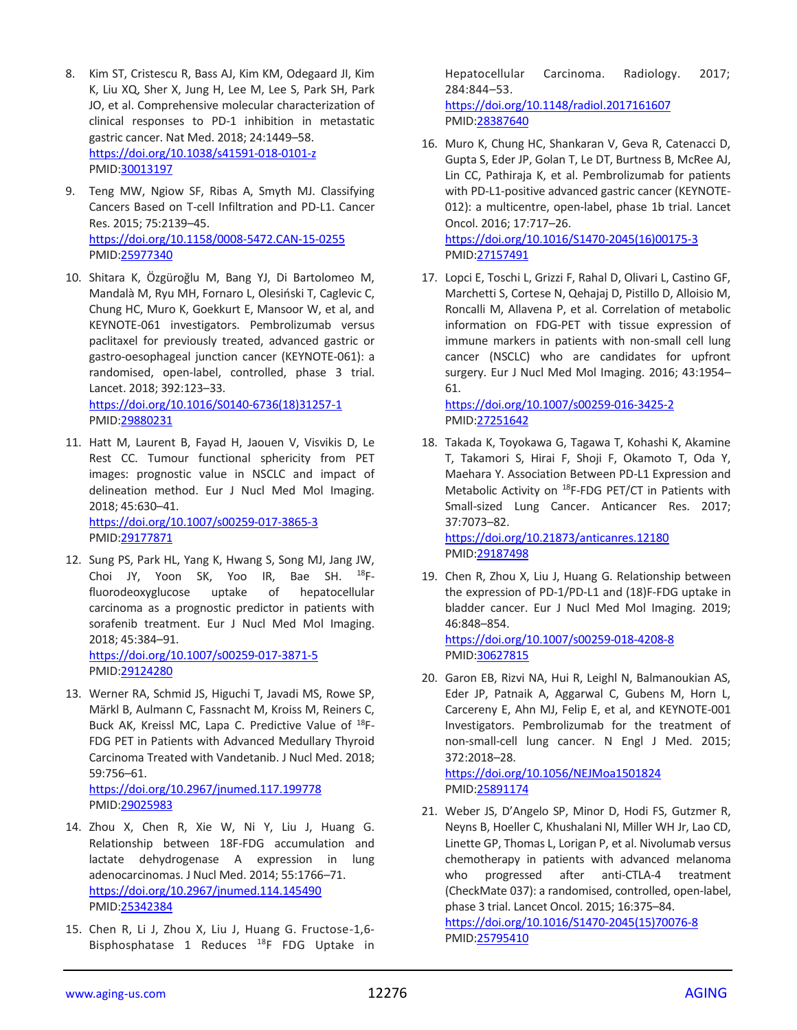8. Kim ST, Cristescu R, Bass AJ, Kim KM, Odegaard JI, Kim K, Liu XQ, Sher X, Jung H, Lee M, Lee S, Park SH, Park JO, et al. Comprehensive molecular characterization of clinical responses to PD-1 inhibition in metastatic gastric cancer. Nat Med. 2018; 24:1449–58. https://doi.org/10.1038/s41591-018-0101-z PMID:30013197

9. Teng MW, Ngiow SF, Ribas A, Smyth MJ. Classifying Cancers Based on T-cell Infiltration and PD-L1. Cancer Res. 2015; 75:2139–45. https://doi.org/10.1158/0008-5472.CAN-15-0255 PMID:25977340

10. Shitara K, Özgüroğlu M, Bang YJ, Di Bartolomeo M, Mandalà M, Ryu MH, Fornaro L, Olesiński T, Caglevic C, Chung HC, Muro K, Goekkurt E, Mansoor W, et al, and KEYNOTE-061 investigators. Pembrolizumab versus paclitaxel for previously treated, advanced gastric or gastro-oesophageal junction cancer (KEYNOTE-061): a randomised, open-label, controlled, phase 3 trial. Lancet. 2018; 392:123–33. https://doi.org/10.1016/S0140-6736(18)31257-1 PMID:29880231

11. Hatt M, Laurent B, Fayad H, Jaouen V, Visvikis D, Le Rest CC. Tumour functional sphericity from PET images: prognostic value in NSCLC and impact of delineation method. Eur J Nucl Med Mol Imaging. 2018; 45:630–41. https://doi.org/10.1007/s00259-017-3865-3 PMID:29177871

12. Sung PS, Park HL, Yang K, Hwang S, Song MJ, Jang JW, Choi JY, Yoon SK, Yoo IR, Bae SH. $^{18}$F-fluorodeoxyglucose uptake of hepatocellular carcinoma as a prognostic predictor in patients with sorafenib treatment. Eur J Nucl Med Mol Imaging. 2018; 45:384–91. https://doi.org/10.1007/s00259-017-3871-5 PMID:29124280

13. Werner RA, Schmid JS, Higuchi T, Javadi MS, Rowe SP, Märkl B, Aulmann C, Fassnacht M, Kroiss M, Reiners C, Buck AK, Kreissl MC, Lapa C. Predictive Value of $^{18}$F-FDG PET in Patients with Advanced Medullary Thyroid Carcinoma Treated with Vandetanib. J Nucl Med. 2018; 59:756–61. https://doi.org/10.2967/jnumed.117.199778 PMID:29025983

14. Zhou X, Chen R, Xie W, Ni Y, Liu J, Huang G. Relationship between 18F-FDG accumulation and lactate dehydrogenase A expression in lung adenocarcinomas. J Nucl Med. 2014; 55:1766–71. https://doi.org/10.2967/jnumed.114.145490 PMID:25342384

15. Chen R, Li J, Zhou X, Liu J, Huang G. Fructose-1,6-Bisphosphatase 1 Reduces $^{18}$F FDG Uptake in Hepatocellular Carcinoma. Radiology. 2017; 284:844–53. https://doi.org/10.1148/radiol.2017161607 PMID:28387640

16. Muro K, Chung HC, Shankaran V, Geva R, Catenacci D, Gupta S, Eder JP, Golan T, Le DT, Burtness B, McRee AJ, Lin CC, Pathiraja K, et al. Pembrolizumab for patients with PD-L1-positive advanced gastric cancer (KEYNOTE-012): a multicentre, open-label, phase 1b trial. Lancet Oncol. 2016; 17:717–26. https://doi.org/10.1016/S1470-2045(16)00175-3 PMID:27157491

17. Lopci E, Toschi L, Grizzi F, Rahal D, Olivari L, Castino GF, Marchetti S, Cortese N, Qehajaj D, Pistillo D, Alloisio M, Roncalli M, Allavena P, et al. Correlation of metabolic information on FDG-PET with tissue expression of immune markers in patients with non-small cell lung cancer (NSCLC) who are candidates for upfront surgery. Eur J Nucl Med Mol Imaging. 2016; 43:1954–61. https://doi.org/10.1007/s00259-016-3425-2 PMID:27251642

18. Takada K, Toyokawa G, Tagawa T, Kohashi K, Akamine T, Takamori S, Hirai F, Shoji F, Okamoto T, Oda Y, Maehara Y. Association Between PD-L1 Expression and Metabolic Activity on $^{18}$F-FDG PET/CT in Patients with Small-sized Lung Cancer. Anticancer Res. 2017; 37:7073–82. https://doi.org/10.21873/anticanres.12180 PMID:29187498

19. Chen R, Zhou X, Liu J, Huang G. Relationship between the expression of PD-1/PD-L1 and (18)F-FDG uptake in bladder cancer. Eur J Nucl Med Mol Imaging. 2019; 46:848–854. https://doi.org/10.1007/s00259-018-4208-8 PMID:30627815

20. Garon EB, Rizvi NA, Hui R, Leighl N, Balmanoukian AS, Eder JP, Patnaik A, Aggarwal C, Gubens M, Horn L, Carcereny E, Ahn MJ, Felip E, et al, and KEYNOTE-001 Investigators. Pembrolizumab for the treatment of non-small-cell lung cancer. N Engl J Med. 2015; 372:2018–28. https://doi.org/10.1056/NEJMoa1501824 PMID:25891174

21. Weber JS, D'Angelo SP, Minor D, Hodi FS, Gutzmer R, Neyns B, Hoeller C, Khushalani NI, Miller WH Jr, Lao CD, Linette GP, Thomas L, Lorigan P, et al. Nivolumab versus chemotherapy in patients with advanced melanoma who progressed after anti-CTLA-4 treatment (CheckMate 037): a randomised, controlled, open-label, phase 3 trial. Lancet Oncol. 2015; 16:375–84. https://doi.org/10.1016/S1470-2045(15)70076-8 PMID:25795410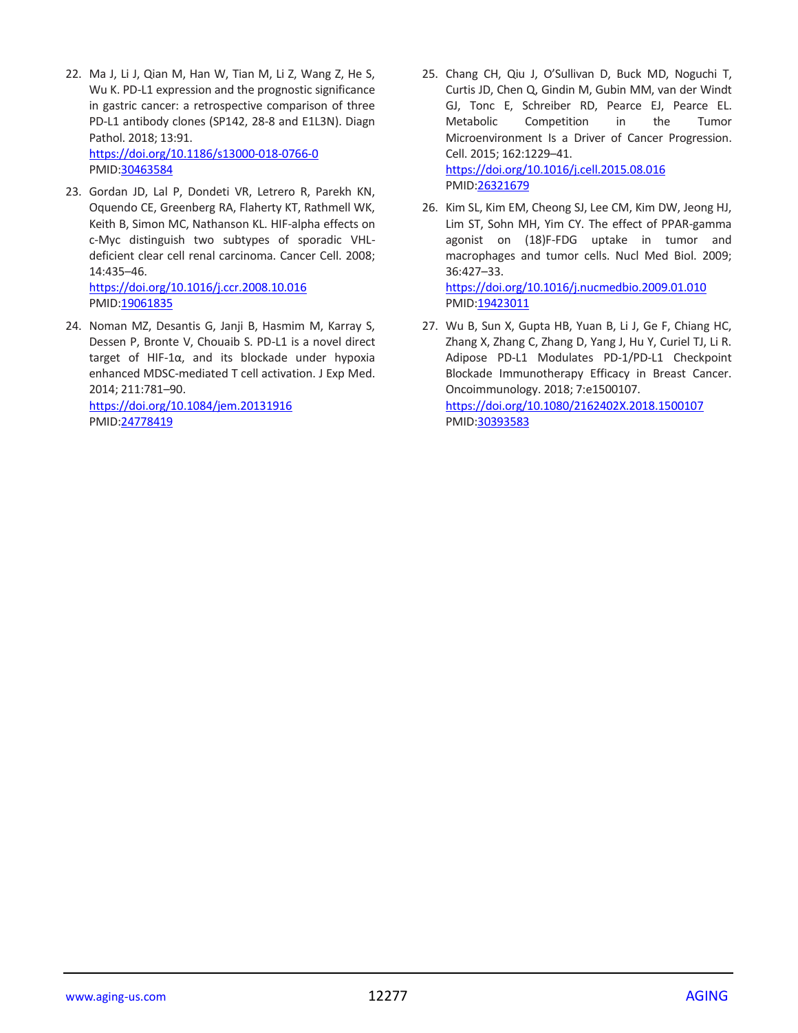22. Ma J, Li J, Qian M, Han W, Tian M, Li Z, Wang Z, He S, Wu K. PD-L1 expression and the prognostic significance in gastric cancer: a retrospective comparison of three PD-L1 antibody clones (SP142, 28-8 and E1L3N). Diagn Pathol. 2018; 13:91.
https://doi.org/10.1186/s13000-018-0766-0
PMID:30463584

23. Gordan JD, Lal P, Dondeti VR, Letrero R, Parekh KN, Oquendo CE, Greenberg RA, Flaherty KT, Rathmell WK, Keith B, Simon MC, Nathanson KL. HIF-alpha effects on c-Myc distinguish two subtypes of sporadic VHL-deficient clear cell renal carcinoma. Cancer Cell. 2008; 14:435–46.
https://doi.org/10.1016/j.ccr.2008.10.016
PMID:19061835

24. Noman MZ, Desantis G, Janji B, Hasmim M, Karray S, Dessen P, Bronte V, Chouaib S. PD-L1 is a novel direct target of HIF-1α, and its blockade under hypoxia enhanced MDSC-mediated T cell activation. J Exp Med. 2014; 211:781–90.
https://doi.org/10.1084/jem.20131916
PMID:24778419

25. Chang CH, Qiu J, O'Sullivan D, Buck MD, Noguchi T, Curtis JD, Chen Q, Gindin M, Gubin MM, van der Windt GJ, Tonc E, Schreiber RD, Pearce EJ, Pearce EL. Metabolic Competition in the Tumor Microenvironment Is a Driver of Cancer Progression. Cell. 2015; 162:1229–41.
https://doi.org/10.1016/j.cell.2015.08.016
PMID:26321679

26. Kim SL, Kim EM, Cheong SJ, Lee CM, Kim DW, Jeong HJ, Lim ST, Sohn MH, Yim CY. The effect of PPAR-gamma agonist on (18)F-FDG uptake in tumor and macrophages and tumor cells. Nucl Med Biol. 2009; 36:427–33.
https://doi.org/10.1016/j.nucmedbio.2009.01.010
PMID:19423011

27. Wu B, Sun X, Gupta HB, Yuan B, Li J, Ge F, Chiang HC, Zhang X, Zhang C, Zhang D, Yang J, Hu Y, Curiel TJ, Li R. Adipose PD-L1 Modulates PD-1/PD-L1 Checkpoint Blockade Immunotherapy Efficacy in Breast Cancer. Oncoimmunology. 2018; 7:e1500107.
https://doi.org/10.1080/2162402X.2018.1500107
PMID:30393583